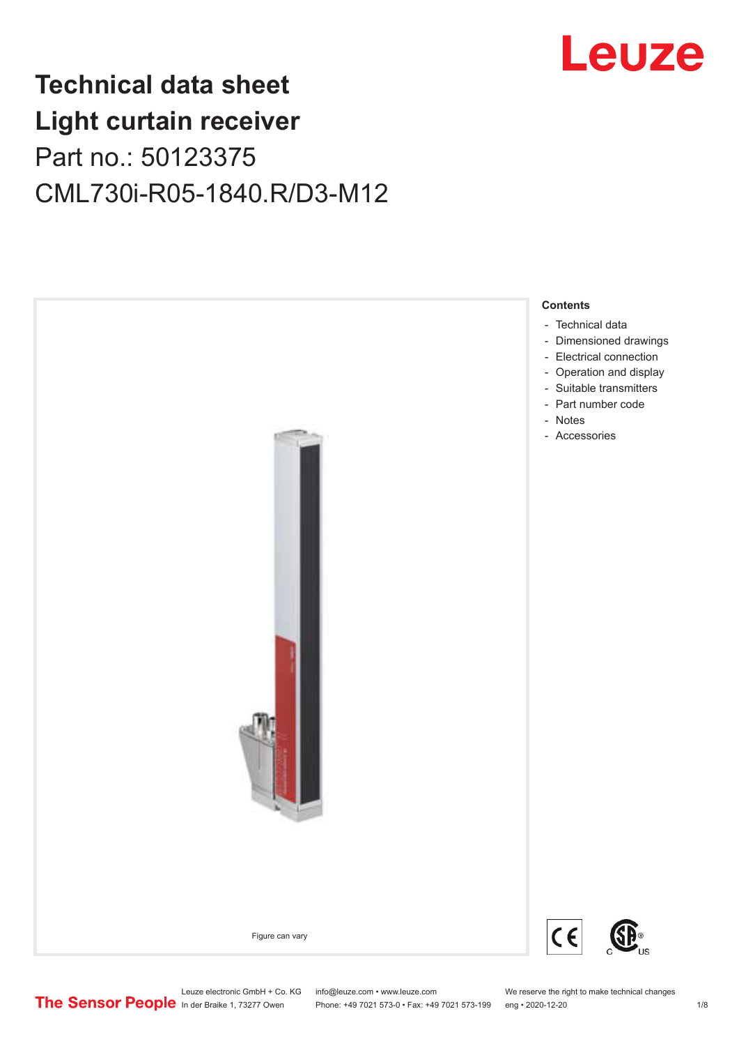# Technical data sheet
# Light curtain receiver

Part no.: 50123375

CML730i-R05-1840.R/D3-M12

Figure can vary

**Contents**

- Technical data
- Dimensioned drawings
- Electrical connection
- Operation and display
- Suitable transmitters
- Part number code
- Notes
- Accessories

Leuze electronic GmbH + Co. KG
In der Braike 1, 73277 Owen

info@leuze.com • www.leuze.com
Phone: +49 7021 573-0 • Fax: +49 7021 573-199

We reserve the right to make technical changes
eng • 2020-12-20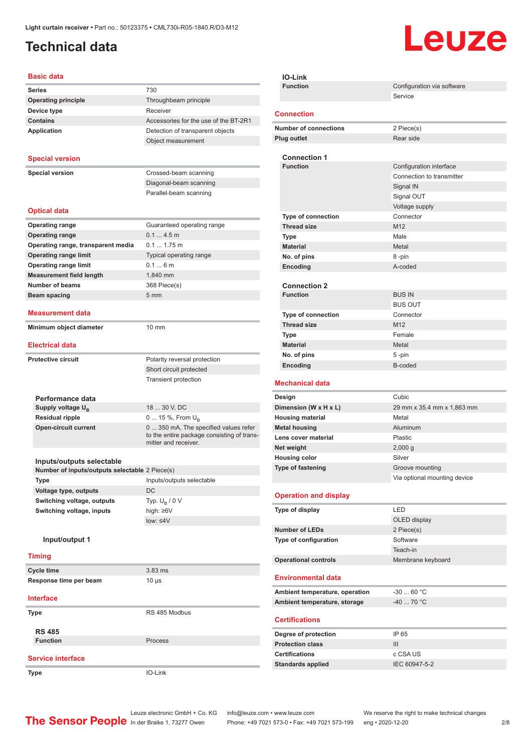Light curtain receiver • Part no.: 50123375 • CML730i-R05-1840.R/D3-M12

# Technical data

## Basic data

| | |
|---|---|
| **Series** | 730 |
| **Operating principle** | Throughbeam principle |
| **Device type** | Receiver |
| **Contains** | Accessories for the use of the BT-2R1 |
| **Application** | Detection of transparent objects |
| | Object measurement |

## Special version

| | |
|---|---|
| **Special version** | Crossed-beam scanning |
| | Diagonal-beam scanning |
| | Parallel-beam scanning |

## Optical data

| | |
|---|---|
| **Operating range** | Guaranteed operating range |
| **Operating range** | 0.1 ... 4.5 m |
| **Operating range, transparent media** | 0.1 ... 1.75 m |
| **Operating range limit** | Typical operating range |
| **Operating range limit** | 0.1 ... 6 m |
| **Measurement field length** | 1,840 mm |
| **Number of beams** | 368 Piece(s) |
| **Beam spacing** | 5 mm |

## Measurement data

| | |
|---|---|
| **Minimum object diameter** | 10 mm |

## Electrical data

| | |
|---|---|
| **Protective circuit** | Polarity reversal protection |
| | Short circuit protected |
| | Transient protection |

### Performance data

| | |
|---|---|
| **Supply voltage $U_B$** | 18 ... 30 V, DC |
| **Residual ripple** | 0 ... 15 %, From $U_B$ |
| **Open-circuit current** | 0 ... 350 mA, The specified values refer to the entire package consisting of transmitter and receiver. |

### Inputs/outputs selectable

| | |
|---|---|
| **Number of inputs/outputs selectable** | 2 Piece(s) |
| **Type** | Inputs/outputs selectable |
| **Voltage type, outputs** | DC |
| **Switching voltage, outputs** | Typ. $U_B$ / 0 V |
| **Switching voltage, inputs** | high: ≥6V |
| | low: ≤4V |

#### Input/output 1

## Timing

| | |
|---|---|
| **Cycle time** | 3.83 ms |
| **Response time per beam** | 10 µs |

## Interface

| | |
|---|---|
| **Type** | RS 485 Modbus |

### RS 485

| | |
|---|---|
| **Function** | Process |

## Service interface

| | |
|---|---|
| **Type** | IO-Link |

### IO-Link

| | |
|---|---|
| **Function** | Configuration via software |
| | Service |

## Connection

| | |
|---|---|
| **Number of connections** | 2 Piece(s) |
| **Plug outlet** | Rear side |

### Connection 1

| | |
|---|---|
| **Function** | Configuration interface |
| | Connection to transmitter |
| | Signal IN |
| | Signal OUT |
| | Voltage supply |
| **Type of connection** | Connector |
| **Thread size** | M12 |
| **Type** | Male |
| **Material** | Metal |
| **No. of pins** | 8 -pin |
| **Encoding** | A-coded |

### Connection 2

| | |
|---|---|
| **Function** | BUS IN |
| | BUS OUT |
| **Type of connection** | Connector |
| **Thread size** | M12 |
| **Type** | Female |
| **Material** | Metal |
| **No. of pins** | 5 -pin |
| **Encoding** | B-coded |

## Mechanical data

| | |
|---|---|
| **Design** | Cubic |
| **Dimension (W x H x L)** | 29 mm x 35.4 mm x 1,863 mm |
| **Housing material** | Metal |
| **Metal housing** | Aluminum |
| **Lens cover material** | Plastic |
| **Net weight** | 2,000 g |
| **Housing color** | Silver |
| **Type of fastening** | Groove mounting |
| | Via optional mounting device |

## Operation and display

| | |
|---|---|
| **Type of display** | LED |
| | OLED display |
| **Number of LEDs** | 2 Piece(s) |
| **Type of configuration** | Software |
| | Teach-in |
| **Operational controls** | Membrane keyboard |

## Environmental data

| | |
|---|---|
| **Ambient temperature, operation** | -30 ... 60 °C |
| **Ambient temperature, storage** | -40 ... 70 °C |

## Certifications

| | |
|---|---|
| **Degree of protection** | IP 65 |
| **Protection class** | III |
| **Certifications** | c CSA US |
| **Standards applied** | IEC 60947-5-2 |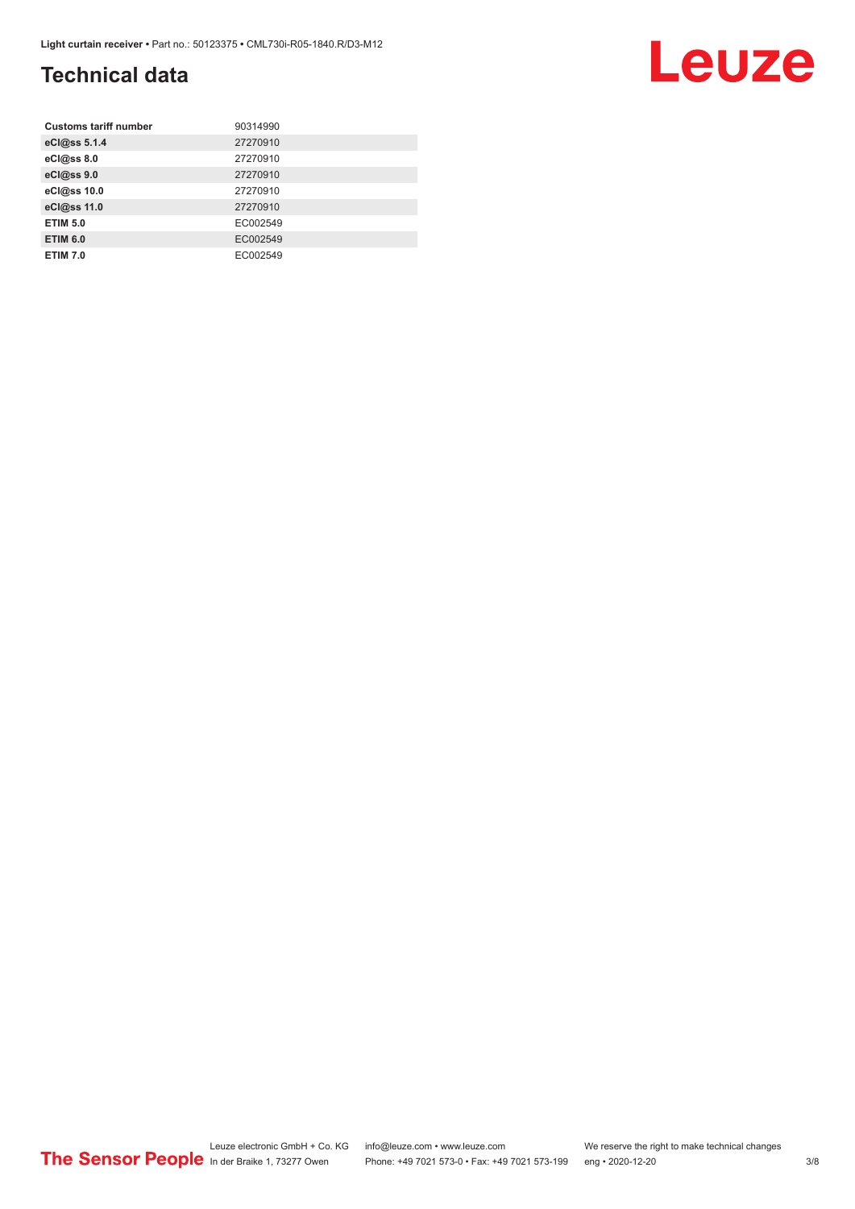# Technical data

| Customs tariff number | 90314990 |
|---|---|
| eCl@ss 5.1.4 | 27270910 |
| eCl@ss 8.0 | 27270910 |
| eCl@ss 9.0 | 27270910 |
| eCl@ss 10.0 | 27270910 |
| eCl@ss 11.0 | 27270910 |
| ETIM 5.0 | EC002549 |
| ETIM 6.0 | EC002549 |
| ETIM 7.0 | EC002549 |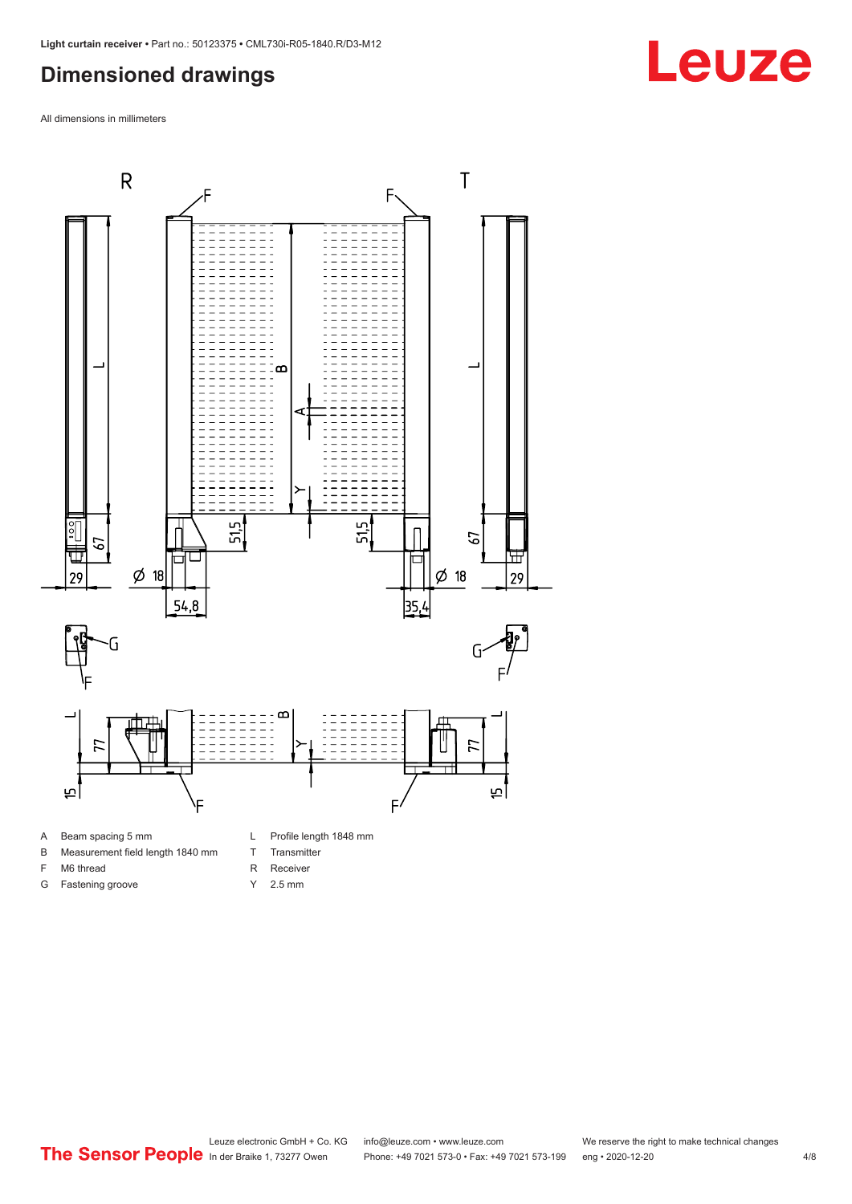## Dimensioned drawings

All dimensions in millimeters

- A Beam spacing 5 mm
- B Measurement field length 1840 mm
- F M6 thread
- G Fastening groove
- L Profile length 1848 mm
- T Transmitter
- R Receiver
- Y 2.5 mm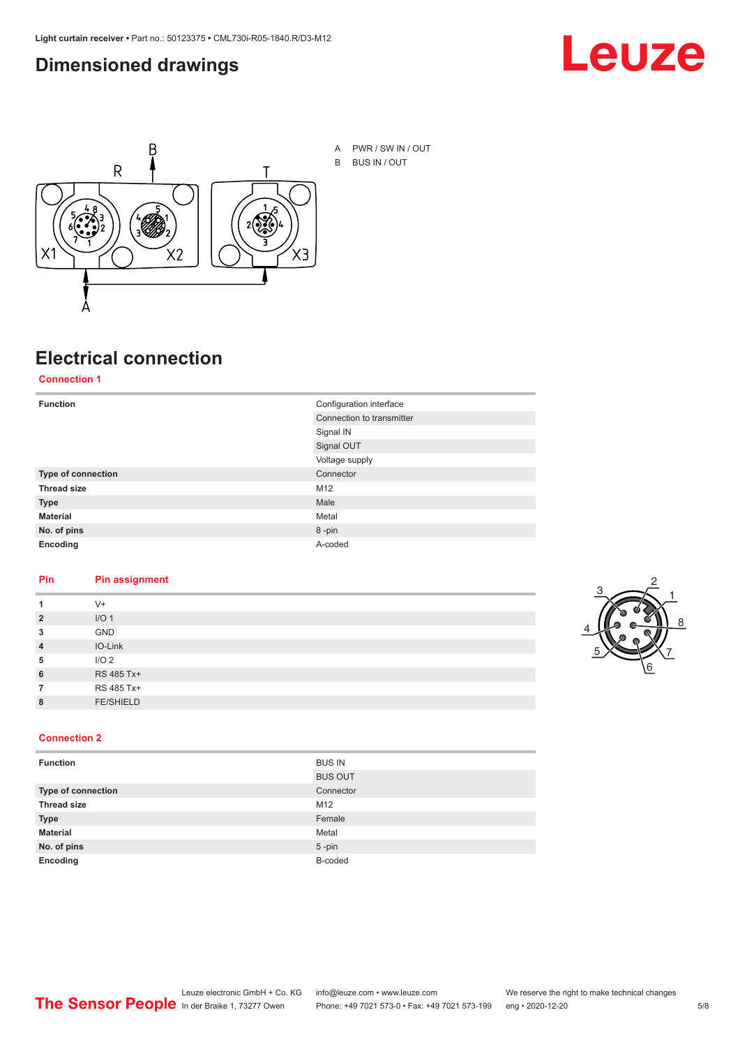## Dimensioned drawings

A PWR / SW IN / OUT
B BUS IN / OUT

## Electrical connection

### Connection 1

| Function | Configuration interface |
|---|---|
| | Connection to transmitter |
| | Signal IN |
| | Signal OUT |
| | Voltage supply |
| **Type of connection** | Connector |
| **Thread size** | M12 |
| **Type** | Male |
| **Material** | Metal |
| **No. of pins** | 8 -pin |
| **Encoding** | A-coded |

| Pin | Pin assignment |
|---|---|
| 1 | V+ |
| 2 | I/O 1 |
| 3 | GND |
| 4 | IO-Link |
| 5 | I/O 2 |
| 6 | RS 485 Tx+ |
| 7 | RS 485 Tx+ |
| 8 | FE/SHIELD |

### Connection 2

| Function | BUS IN |
|---|---|
| | BUS OUT |
| **Type of connection** | Connector |
| **Thread size** | M12 |
| **Type** | Female |
| **Material** | Metal |
| **No. of pins** | 5 -pin |
| **Encoding** | B-coded |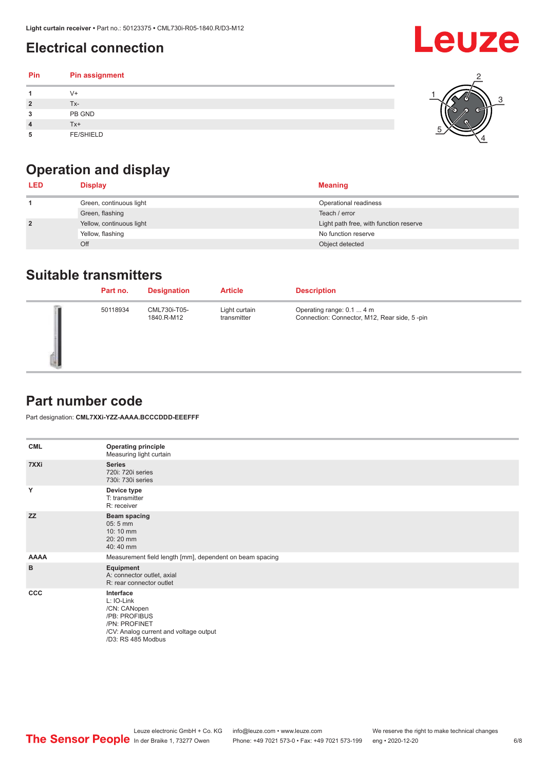## Electrical connection

| Pin | Pin assignment |
|---|---|
| 1 | V+ |
| 2 | Tx- |
| 3 | PB GND |
| 4 | Tx+ |
| 5 | FE/SHIELD |

## Operation and display

| LED | Display | Meaning |
|---|---|---|
| 1 | Green, continuous light | Operational readiness |
| | Green, flashing | Teach / error |
| 2 | Yellow, continuous light | Light path free, with function reserve |
| | Yellow, flashing | No function reserve |
| | Off | Object detected |

## Suitable transmitters

| | Part no. | Designation | Article | Description |
|---|---|---|---|---|
| | 50118934 | CML730i-T05-1840.R-M12 | Light curtain transmitter | Operating range: 0.1 ... 4 m<br>Connection: Connector, M12, Rear side, 5 -pin |

## Part number code

Part designation: **CML7XXi-YZZ-AAAA.BCCCDDD-EEEFFF**

| | |
|---|---|
| **CML** | **Operating principle**<br>Measuring light curtain |
| **7XXi** | **Series**<br>720i: 720i series<br>730i: 730i series |
| **Y** | **Device type**<br>T: transmitter<br>R: receiver |
| **ZZ** | **Beam spacing**<br>05: 5 mm<br>10: 10 mm<br>20: 20 mm<br>40: 40 mm |
| **AAAA** | Measurement field length [mm], dependent on beam spacing |
| **B** | **Equipment**<br>A: connector outlet, axial<br>R: rear connector outlet |
| **CCC** | **Interface**<br>L: IO-Link<br>/CN: CANopen<br>/PB: PROFIBUS<br>/PN: PROFINET<br>/CV: Analog current and voltage output<br>/D3: RS 485 Modbus |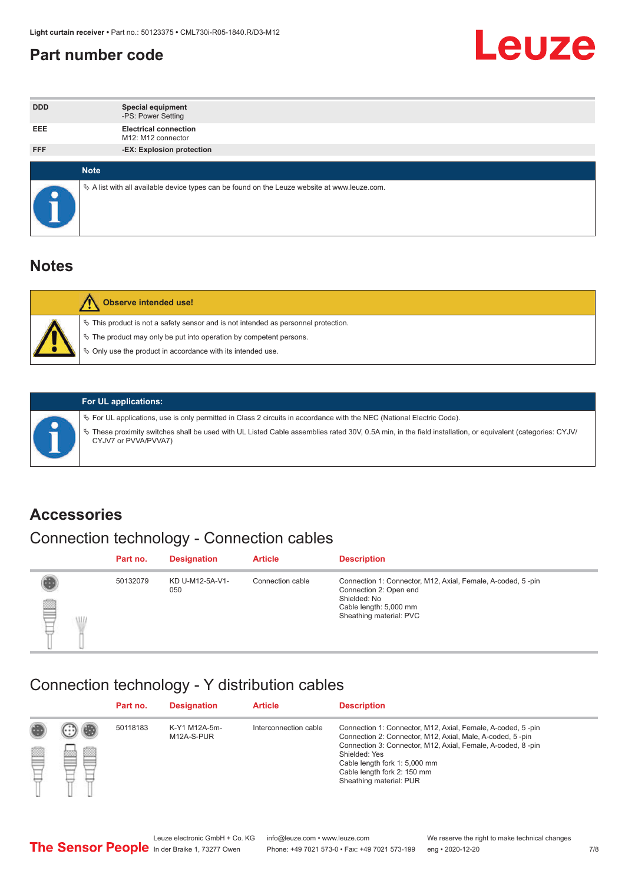## Part number code

| | |
|---|---|
| DDD | **Special equipment**<br>-PS: Power Setting |
| EEE | **Electrical connection**<br>M12: M12 connector |
| FFF | **-EX: Explosion protection** |

**Note**

- A list with all available device types can be found on the Leuze website at www.leuze.com.

# Notes

**Observe intended use!**

- This product is not a safety sensor and is not intended as personnel protection.
- The product may only be put into operation by competent persons.
- Only use the product in accordance with its intended use.

**For UL applications:**

- For UL applications, use is only permitted in Class 2 circuits in accordance with the NEC (National Electric Code).
- These proximity switches shall be used with UL Listed Cable assemblies rated 30V, 0.5A min, in the field installation, or equivalent (categories: CYJV/CYJV7 or PVVA/PVVA7)

# Accessories

## Connection technology - Connection cables

| Part no. | Designation | Article | Description |
|---|---|---|---|
| 50132079 | KD U-M12-5A-V1-050 | Connection cable | Connection 1: Connector, M12, Axial, Female, A-coded, 5 -pin<br>Connection 2: Open end<br>Shielded: No<br>Cable length: 5,000 mm<br>Sheathing material: PVC |

## Connection technology - Y distribution cables

| Part no. | Designation | Article | Description |
|---|---|---|---|
| 50118183 | K-Y1 M12A-5m-M12A-S-PUR | Interconnection cable | Connection 1: Connector, M12, Axial, Female, A-coded, 5 -pin<br>Connection 2: Connector, M12, Axial, Male, A-coded, 5 -pin<br>Connection 3: Connector, M12, Axial, Female, A-coded, 8 -pin<br>Shielded: Yes<br>Cable length fork 1: 5,000 mm<br>Cable length fork 2: 150 mm<br>Sheathing material: PUR |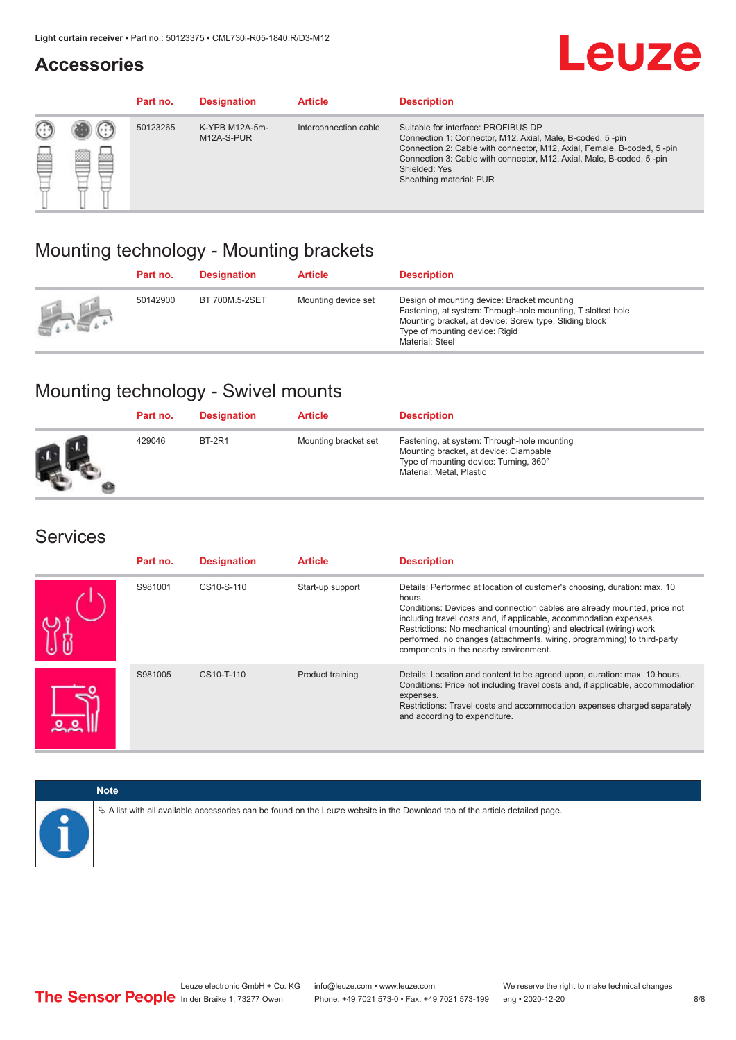## Accessories

| Part no. | Designation | Article | Description |
|---|---|---|---|
| 50123265 | K-YPB M12A-5m-M12A-S-PUR | Interconnection cable | Suitable for interface: PROFIBUS DP<br>Connection 1: Connector, M12, Axial, Male, B-coded, 5 -pin<br>Connection 2: Cable with connector, M12, Axial, Female, B-coded, 5 -pin<br>Connection 3: Cable with connector, M12, Axial, Male, B-coded, 5 -pin<br>Shielded: Yes<br>Sheathing material: PUR |

## Mounting technology - Mounting brackets

| Part no. | Designation | Article | Description |
|---|---|---|---|
| 50142900 | BT 700M.5-2SET | Mounting device set | Design of mounting device: Bracket mounting<br>Fastening, at system: Through-hole mounting, T slotted hole<br>Mounting bracket, at device: Screw type, Sliding block<br>Type of mounting device: Rigid<br>Material: Steel |

## Mounting technology - Swivel mounts

| Part no. | Designation | Article | Description |
|---|---|---|---|
| 429046 | BT-2R1 | Mounting bracket set | Fastening, at system: Through-hole mounting<br>Mounting bracket, at device: Clampable<br>Type of mounting device: Turning, 360°<br>Material: Metal, Plastic |

## Services

| Part no. | Designation | Article | Description |
|---|---|---|---|
| S981001 | CS10-S-110 | Start-up support | Details: Performed at location of customer's choosing, duration: max. 10 hours.<br>Conditions: Devices and connection cables are already mounted, price not including travel costs and, if applicable, accommodation expenses.<br>Restrictions: No mechanical (mounting) and electrical (wiring) work performed, no changes (attachments, wiring, programming) to third-party components in the nearby environment. |
| S981005 | CS10-T-110 | Product training | Details: Location and content to be agreed upon, duration: max. 10 hours.<br>Conditions: Price not including travel costs and, if applicable, accommodation expenses.<br>Restrictions: Travel costs and accommodation expenses charged separately and according to expenditure. |

**Note**

A list with all available accessories can be found on the Leuze website in the Download tab of the article detailed page.